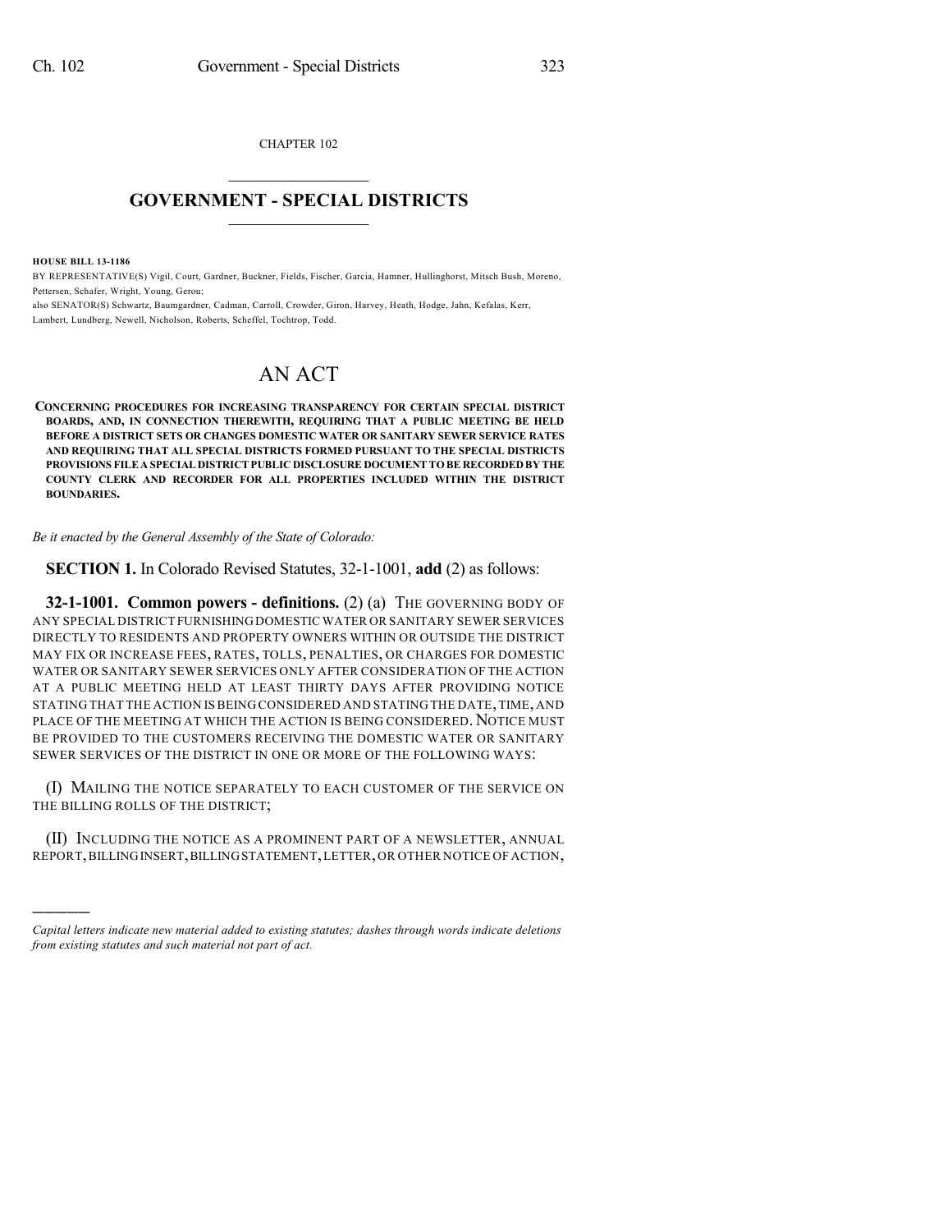CHAPTER 102

# GOVERNMENT - SPECIAL DISTRICTS

**HOUSE BILL 13-1186**

BY REPRESENTATIVE(S) Vigil, Court, Gardner, Buckner, Fields, Fischer, Garcia, Hamner, Hullinghorst, Mitsch Bush, Moreno, Pettersen, Schafer, Wright, Young, Gerou;
also SENATOR(S) Schwartz, Baumgardner, Cadman, Carroll, Crowder, Giron, Harvey, Heath, Hodge, Jahn, Kefalas, Kerr, Lambert, Lundberg, Newell, Nicholson, Roberts, Scheffel, Tochtrop, Todd.

# AN ACT

**CONCERNING PROCEDURES FOR INCREASING TRANSPARENCY FOR CERTAIN SPECIAL DISTRICT BOARDS, AND, IN CONNECTION THEREWITH, REQUIRING THAT A PUBLIC MEETING BE HELD BEFORE A DISTRICT SETS OR CHANGES DOMESTIC WATER OR SANITARY SEWER SERVICE RATES AND REQUIRING THAT ALL SPECIAL DISTRICTS FORMED PURSUANT TO THE SPECIAL DISTRICTS PROVISIONS FILE A SPECIAL DISTRICT PUBLIC DISCLOSURE DOCUMENT TO BE RECORDED BY THE COUNTY CLERK AND RECORDER FOR ALL PROPERTIES INCLUDED WITHIN THE DISTRICT BOUNDARIES.**

*Be it enacted by the General Assembly of the State of Colorado:*

**SECTION 1.** In Colorado Revised Statutes, 32-1-1001, **add** (2) as follows:

**32-1-1001. Common powers - definitions.** (2) (a) THE GOVERNING BODY OF ANY SPECIAL DISTRICT FURNISHING DOMESTIC WATER OR SANITARY SEWER SERVICES DIRECTLY TO RESIDENTS AND PROPERTY OWNERS WITHIN OR OUTSIDE THE DISTRICT MAY FIX OR INCREASE FEES, RATES, TOLLS, PENALTIES, OR CHARGES FOR DOMESTIC WATER OR SANITARY SEWER SERVICES ONLY AFTER CONSIDERATION OF THE ACTION AT A PUBLIC MEETING HELD AT LEAST THIRTY DAYS AFTER PROVIDING NOTICE STATING THAT THE ACTION IS BEING CONSIDERED AND STATING THE DATE, TIME, AND PLACE OF THE MEETING AT WHICH THE ACTION IS BEING CONSIDERED. NOTICE MUST BE PROVIDED TO THE CUSTOMERS RECEIVING THE DOMESTIC WATER OR SANITARY SEWER SERVICES OF THE DISTRICT IN ONE OR MORE OF THE FOLLOWING WAYS:

(I) MAILING THE NOTICE SEPARATELY TO EACH CUSTOMER OF THE SERVICE ON THE BILLING ROLLS OF THE DISTRICT;

(II) INCLUDING THE NOTICE AS A PROMINENT PART OF A NEWSLETTER, ANNUAL REPORT, BILLING INSERT, BILLING STATEMENT, LETTER, OR OTHER NOTICE OF ACTION,

---

*Capital letters indicate new material added to existing statutes; dashes through words indicate deletions from existing statutes and such material not part of act.*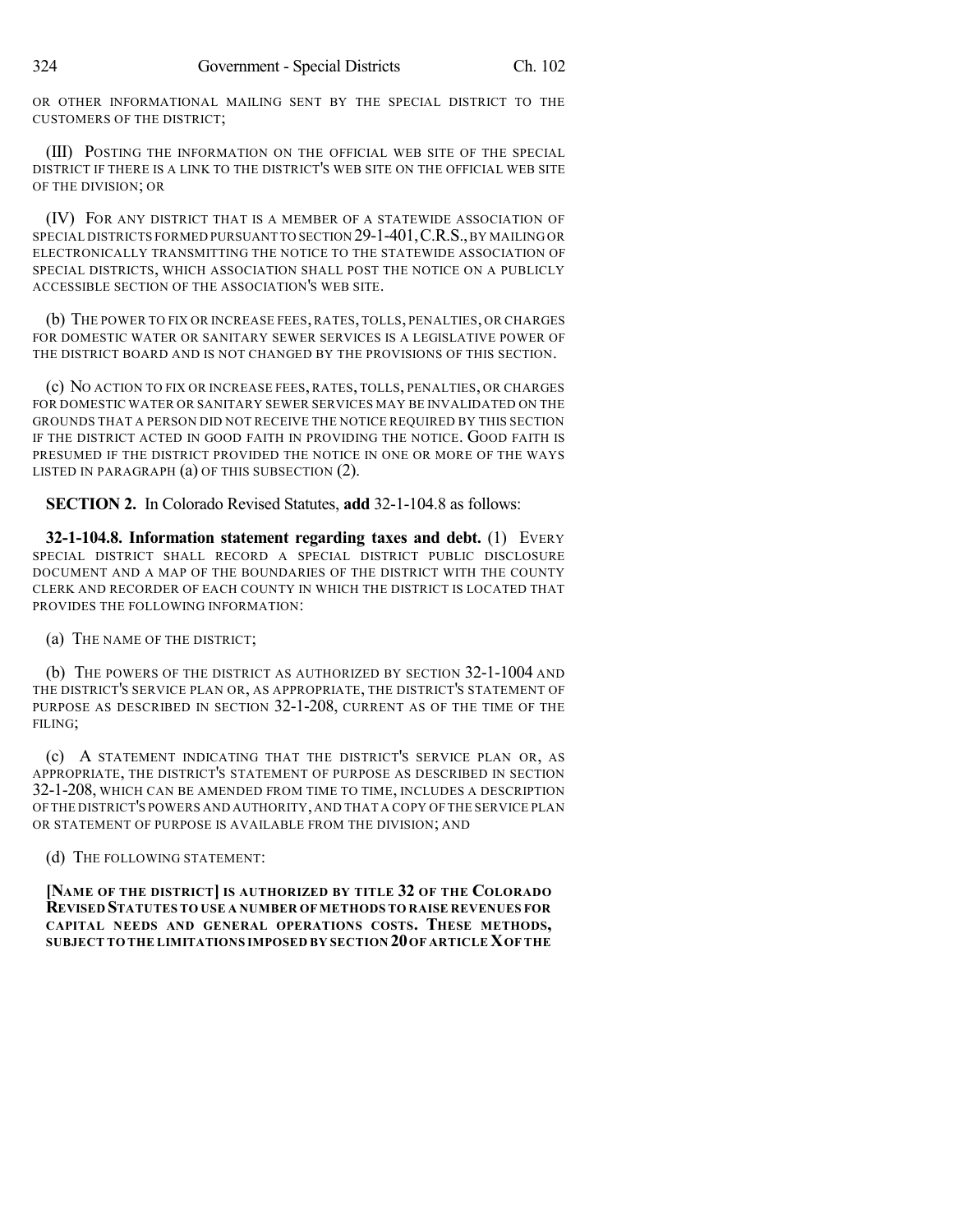OR OTHER INFORMATIONAL MAILING SENT BY THE SPECIAL DISTRICT TO THE CUSTOMERS OF THE DISTRICT;

(III) POSTING THE INFORMATION ON THE OFFICIAL WEB SITE OF THE SPECIAL DISTRICT IF THERE IS A LINK TO THE DISTRICT'S WEB SITE ON THE OFFICIAL WEB SITE OF THE DIVISION; OR

(IV) FOR ANY DISTRICT THAT IS A MEMBER OF A STATEWIDE ASSOCIATION OF SPECIAL DISTRICTS FORMED PURSUANT TO SECTION 29-1-401, C.R.S., BY MAILING OR ELECTRONICALLY TRANSMITTING THE NOTICE TO THE STATEWIDE ASSOCIATION OF SPECIAL DISTRICTS, WHICH ASSOCIATION SHALL POST THE NOTICE ON A PUBLICLY ACCESSIBLE SECTION OF THE ASSOCIATION'S WEB SITE.

(b) THE POWER TO FIX OR INCREASE FEES, RATES, TOLLS, PENALTIES, OR CHARGES FOR DOMESTIC WATER OR SANITARY SEWER SERVICES IS A LEGISLATIVE POWER OF THE DISTRICT BOARD AND IS NOT CHANGED BY THE PROVISIONS OF THIS SECTION.

(c) NO ACTION TO FIX OR INCREASE FEES, RATES, TOLLS, PENALTIES, OR CHARGES FOR DOMESTIC WATER OR SANITARY SEWER SERVICES MAY BE INVALIDATED ON THE GROUNDS THAT A PERSON DID NOT RECEIVE THE NOTICE REQUIRED BY THIS SECTION IF THE DISTRICT ACTED IN GOOD FAITH IN PROVIDING THE NOTICE. GOOD FAITH IS PRESUMED IF THE DISTRICT PROVIDED THE NOTICE IN ONE OR MORE OF THE WAYS LISTED IN PARAGRAPH (a) OF THIS SUBSECTION (2).

**SECTION 2.** In Colorado Revised Statutes, **add** 32-1-104.8 as follows:

**32-1-104.8. Information statement regarding taxes and debt.** (1) EVERY SPECIAL DISTRICT SHALL RECORD A SPECIAL DISTRICT PUBLIC DISCLOSURE DOCUMENT AND A MAP OF THE BOUNDARIES OF THE DISTRICT WITH THE COUNTY CLERK AND RECORDER OF EACH COUNTY IN WHICH THE DISTRICT IS LOCATED THAT PROVIDES THE FOLLOWING INFORMATION:

(a) THE NAME OF THE DISTRICT;

(b) THE POWERS OF THE DISTRICT AS AUTHORIZED BY SECTION 32-1-1004 AND THE DISTRICT'S SERVICE PLAN OR, AS APPROPRIATE, THE DISTRICT'S STATEMENT OF PURPOSE AS DESCRIBED IN SECTION 32-1-208, CURRENT AS OF THE TIME OF THE FILING;

(c) A STATEMENT INDICATING THAT THE DISTRICT'S SERVICE PLAN OR, AS APPROPRIATE, THE DISTRICT'S STATEMENT OF PURPOSE AS DESCRIBED IN SECTION 32-1-208, WHICH CAN BE AMENDED FROM TIME TO TIME, INCLUDES A DESCRIPTION OF THE DISTRICT'S POWERS AND AUTHORITY, AND THAT A COPY OF THE SERVICE PLAN OR STATEMENT OF PURPOSE IS AVAILABLE FROM THE DIVISION; AND

(d) THE FOLLOWING STATEMENT:

**[NAME OF THE DISTRICT] IS AUTHORIZED BY TITLE 32 OF THE COLORADO REVISED STATUTES TO USE A NUMBER OF METHODS TO RAISE REVENUES FOR CAPITAL NEEDS AND GENERAL OPERATIONS COSTS. THESE METHODS, SUBJECT TO THE LIMITATIONS IMPOSED BY SECTION 20 OF ARTICLE X OF THE**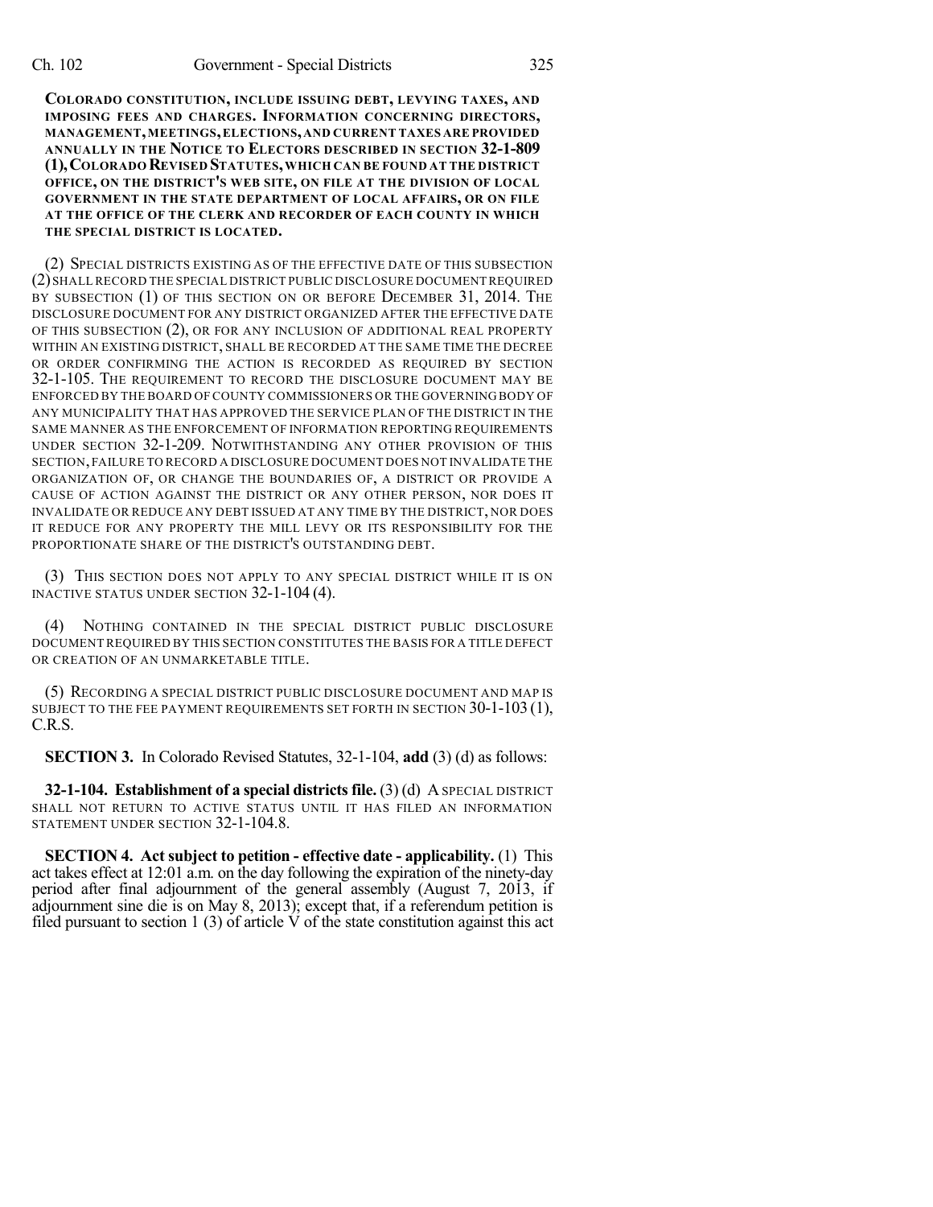**COLORADO CONSTITUTION, INCLUDE ISSUING DEBT, LEVYING TAXES, AND IMPOSING FEES AND CHARGES. INFORMATION CONCERNING DIRECTORS, MANAGEMENT, MEETINGS, ELECTIONS, AND CURRENT TAXES ARE PROVIDED ANNUALLY IN THE NOTICE TO ELECTORS DESCRIBED IN SECTION 32-1-809 (1), COLORADO REVISED STATUTES, WHICH CAN BE FOUND AT THE DISTRICT OFFICE, ON THE DISTRICT'S WEB SITE, ON FILE AT THE DIVISION OF LOCAL GOVERNMENT IN THE STATE DEPARTMENT OF LOCAL AFFAIRS, OR ON FILE AT THE OFFICE OF THE CLERK AND RECORDER OF EACH COUNTY IN WHICH THE SPECIAL DISTRICT IS LOCATED.**

(2) SPECIAL DISTRICTS EXISTING AS OF THE EFFECTIVE DATE OF THIS SUBSECTION (2) SHALL RECORD THE SPECIAL DISTRICT PUBLIC DISCLOSURE DOCUMENT REQUIRED BY SUBSECTION (1) OF THIS SECTION ON OR BEFORE DECEMBER 31, 2014. THE DISCLOSURE DOCUMENT FOR ANY DISTRICT ORGANIZED AFTER THE EFFECTIVE DATE OF THIS SUBSECTION (2), OR FOR ANY INCLUSION OF ADDITIONAL REAL PROPERTY WITHIN AN EXISTING DISTRICT, SHALL BE RECORDED AT THE SAME TIME THE DECREE OR ORDER CONFIRMING THE ACTION IS RECORDED AS REQUIRED BY SECTION 32-1-105. THE REQUIREMENT TO RECORD THE DISCLOSURE DOCUMENT MAY BE ENFORCED BY THE BOARD OF COUNTY COMMISSIONERS OR THE GOVERNING BODY OF ANY MUNICIPALITY THAT HAS APPROVED THE SERVICE PLAN OF THE DISTRICT IN THE SAME MANNER AS THE ENFORCEMENT OF INFORMATION REPORTING REQUIREMENTS UNDER SECTION 32-1-209. NOTWITHSTANDING ANY OTHER PROVISION OF THIS SECTION, FAILURE TO RECORD A DISCLOSURE DOCUMENT DOES NOT INVALIDATE THE ORGANIZATION OF, OR CHANGE THE BOUNDARIES OF, A DISTRICT OR PROVIDE A CAUSE OF ACTION AGAINST THE DISTRICT OR ANY OTHER PERSON, NOR DOES IT INVALIDATE OR REDUCE ANY DEBT ISSUED AT ANY TIME BY THE DISTRICT, NOR DOES IT REDUCE FOR ANY PROPERTY THE MILL LEVY OR ITS RESPONSIBILITY FOR THE PROPORTIONATE SHARE OF THE DISTRICT'S OUTSTANDING DEBT.

(3) THIS SECTION DOES NOT APPLY TO ANY SPECIAL DISTRICT WHILE IT IS ON INACTIVE STATUS UNDER SECTION 32-1-104 (4).

(4) NOTHING CONTAINED IN THE SPECIAL DISTRICT PUBLIC DISCLOSURE DOCUMENT REQUIRED BY THIS SECTION CONSTITUTES THE BASIS FOR A TITLE DEFECT OR CREATION OF AN UNMARKETABLE TITLE.

(5) RECORDING A SPECIAL DISTRICT PUBLIC DISCLOSURE DOCUMENT AND MAP IS SUBJECT TO THE FEE PAYMENT REQUIREMENTS SET FORTH IN SECTION 30-1-103 (1), C.R.S.

**SECTION 3.** In Colorado Revised Statutes, 32-1-104, **add** (3) (d) as follows:

**32-1-104. Establishment of a special districts file.** (3) (d) A SPECIAL DISTRICT SHALL NOT RETURN TO ACTIVE STATUS UNTIL IT HAS FILED AN INFORMATION STATEMENT UNDER SECTION 32-1-104.8.

**SECTION 4. Act subject to petition - effective date - applicability.** (1) This act takes effect at 12:01 a.m. on the day following the expiration of the ninety-day period after final adjournment of the general assembly (August 7, 2013, if adjournment sine die is on May 8, 2013); except that, if a referendum petition is filed pursuant to section 1 (3) of article V of the state constitution against this act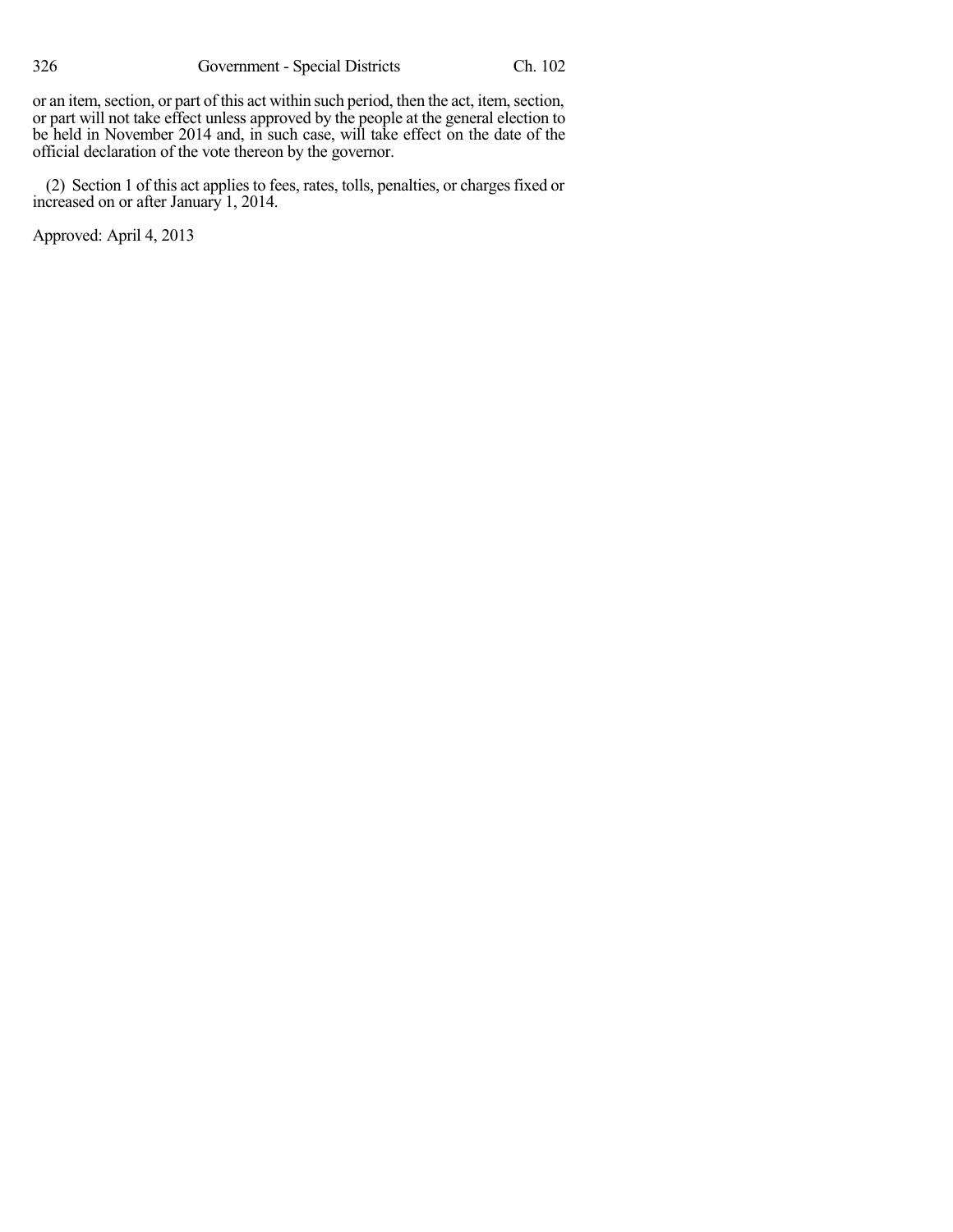or an item, section, or part of this act within such period, then the act, item, section, or part will not take effect unless approved by the people at the general election to be held in November 2014 and, in such case, will take effect on the date of the official declaration of the vote thereon by the governor.

(2) Section 1 of this act applies to fees, rates, tolls, penalties, or charges fixed or increased on or after January 1, 2014.

Approved: April 4, 2013